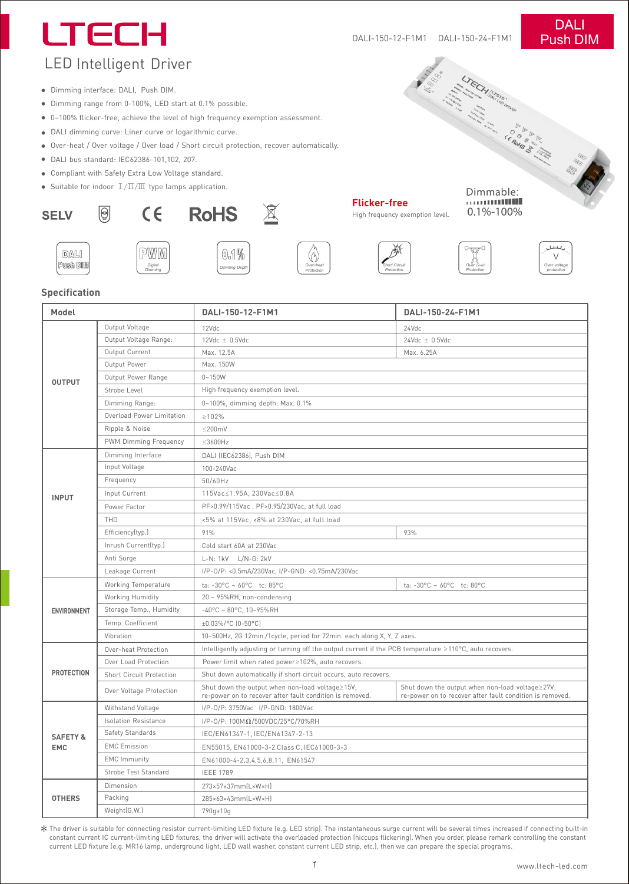# LTECH

DALI-150-12-F1M1 DALI-150-24-F1M1

**DALI Push DIM**

## LED Intelligent Driver

- Dimming interface: DALI, Push DIM.
- Dimming range from 0-100%, LED start at 0.1% possible.
- 0~100% flicker-free, achieve the level of high frequency exemption assessment.
- DALI dimming curve: Liner curve or logarithmic curve.
- Over-heat / Over voltage / Over load / Short circuit protection, recover automatically.
- DALI bus standard: IEC62386-101,102, 207.
- Compliant with Safety Extra Low Voltage standard.
- Suitable for indoor Ⅰ/Ⅱ/Ⅲ type lamps application.

SELV CE RoHS

**Flicker-free**
High frequency exemption level.

Dimmable: 0.1%-100%

DALI Push DIM | PWM Digital Dimming | 0.1% Dimming Depth | Over-heat Protection | Short Circuit Protection | Over Load Protection | Over voltage protection

## Specification

| Model | | DALI-150-12-F1M1 | DALI-150-24-F1M1 |
|---|---|---|---|
| OUTPUT | Output Voltage | 12Vdc | 24Vdc |
| | Output Voltage Range: | 12Vdc ± 0.5Vdc | 24Vdc ± 0.5Vdc |
| | Output Current | Max. 12.5A | Max. 6.25A |
| | Output Power | Max. 150W | |
| | Output Power Range | 0~150W | |
| | Strobe Level | High frequency exemption level. | |
| | Dimming Range: | 0~100%, dimming depth: Max. 0.1% | |
| | Overload Power Limitation | ≥102% | |
| | Ripple & Noise | ≤200mV | |
| | PWM Dimming Frequency | ≤3600Hz | |
| INPUT | Dimming Interface | DALI (IEC62386), Push DIM | |
| | Input Voltage | 100-240Vac | |
| | Frequency | 50/60Hz | |
| | Input Current | 115Vac≤1.95A, 230Vac≤0.8A | |
| | Power Factor | PF>0.99/115Vac , PF>0.95/230Vac, at full load | |
| | THD | <5% at 115Vac, <8% at 230Vac, at full load | |
| | Efficiency(typ.) | 91% | 93% |
| | Inrush Current(typ.) | Cold start 60A at 230Vac | |
| | Anti Surge | L-N: 1kV L/N-G: 2kV | |
| | Leakage Current | I/P-O/P: <0.5mA/230Vac, I/P-GND: <0.75mA/230Vac | |
| ENVIRONMENT | Working Temperature | ta: -30°C ~ 60°C tc: 85°C | ta: -30°C ~ 60°C tc: 80°C |
| | Working Humidity | 20 ~ 95%RH, non-condensing | |
| | Storage Temp., Humidity | -40°C ~ 80°C, 10~95%RH | |
| | Temp. Coefficient | ±0.03%/°C (0-50°C) | |
| | Vibration | 10~500Hz, 2G 12min./1cycle, period for 72min. each along X, Y, Z axes. | |
| PROTECTION | Over-heat Protection | Intelligently adjusting or turning off the output current if the PCB temperature ≥110°C, auto recovers. | |
| | Over Load Protection | Power limit when rated power≥102%, auto recovers. | |
| | Short Circuit Protection | Shut down automatically if short circuit occurs, auto recovers. | |
| | Over Voltage Protection | Shut down the output when non-load voltage≥15V, re-power on to recover after fault condition is removed. | Shut down the output when non-load voltage≥27V, re-power on to recover after fault condition is removed. |
| SAFETY & EMC | Withstand Voltage | I/P-O/P: 3750Vac I/P-GND: 1800Vac | |
| | Isolation Resistance | I/P-O/P: 100MΩ/500VDC/25°C/70%RH | |
| | Safety Standards | IEC/EN61347-1, IEC/EN61347-2-13 | |
| | EMC Emission | EN55015, EN61000-3-2 Class C, IEC61000-3-3 | |
| | EMC Immunity | EN61000-4-2,3,4,5,6,8,11, EN61547 | |
| | Strobe Test Standard | IEEE 1789 | |
| OTHERS | Dimension | 273×57×37mm(L×W×H) | |
| | Packing | 285×63×43mm(L×W×H) | |
| | Weight(G.W.) | 790g±10g | |

* The driver is suitable for connecting resistor current-limiting LED fixture (e.g. LED strip). The instantaneous surge current will be several times increased if connecting built-in constant current IC current-limiting LED fixtures, the driver will activate the overloaded protection (hiccups flickering). When you order, please remark controlling the constant current LED fixture (e.g. MR16 lamp, underground light, LED wall washer, constant current LED strip, etc.), then we can prepare the special programs.

www.ltech-led.com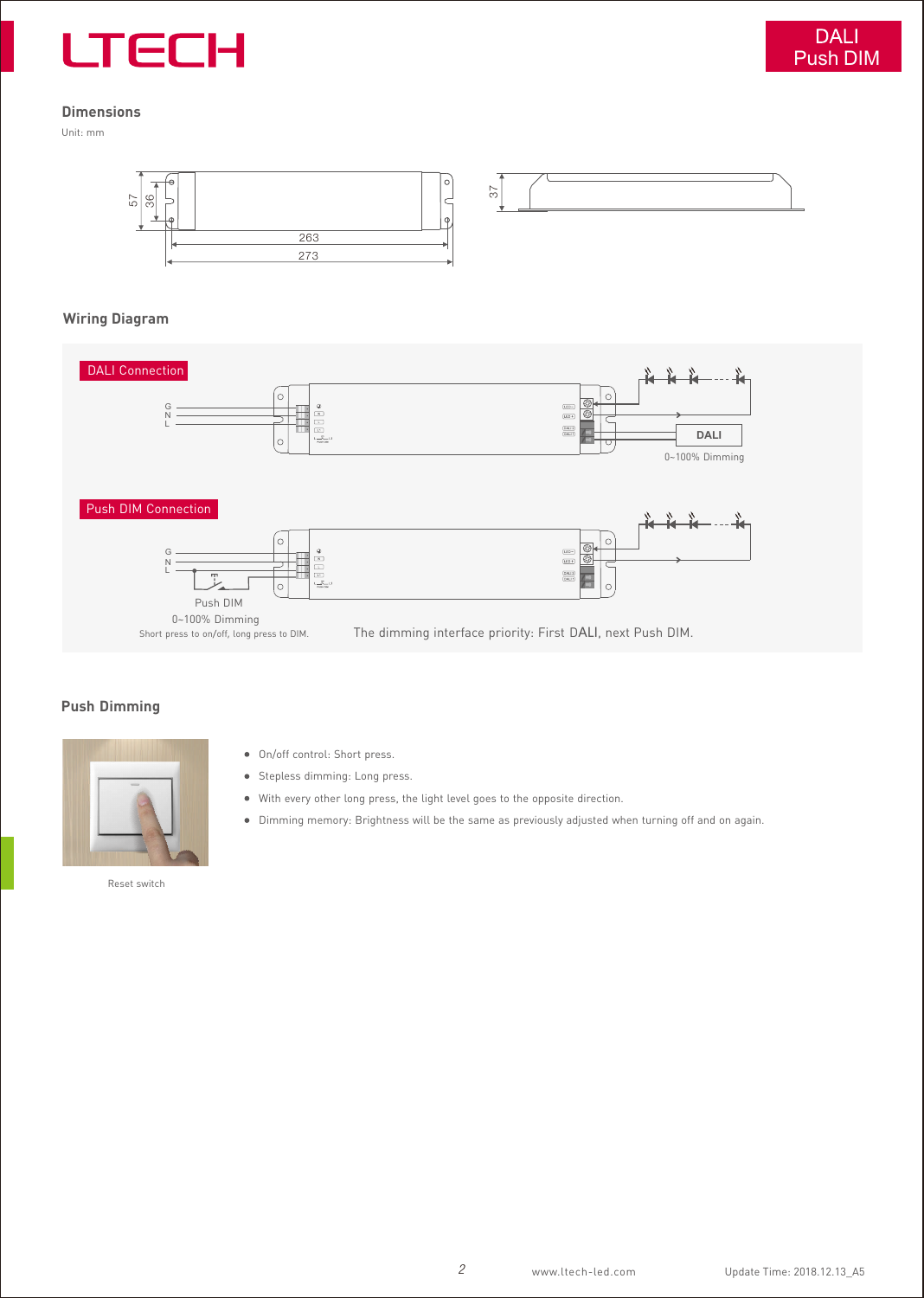## Dimensions

Unit: mm

57
36
263
273
37

## Wiring Diagram

DALI Connection

G
N
L

DALI

0~100% Dimming

Push DIM Connection

G
N
L

Push DIM

0~100% Dimming

Short press to on/off, long press to DIM.

The dimming interface priority: First DALI, next Push DIM.

## Push Dimming

- On/off control: Short press.
- Stepless dimming: Long press.
- With every other long press, the light level goes to the opposite direction.
- Dimming memory: Brightness will be the same as previously adjusted when turning off and on again.

Reset switch

www.ltech-led.com

Update Time: 2018.12.13_A5